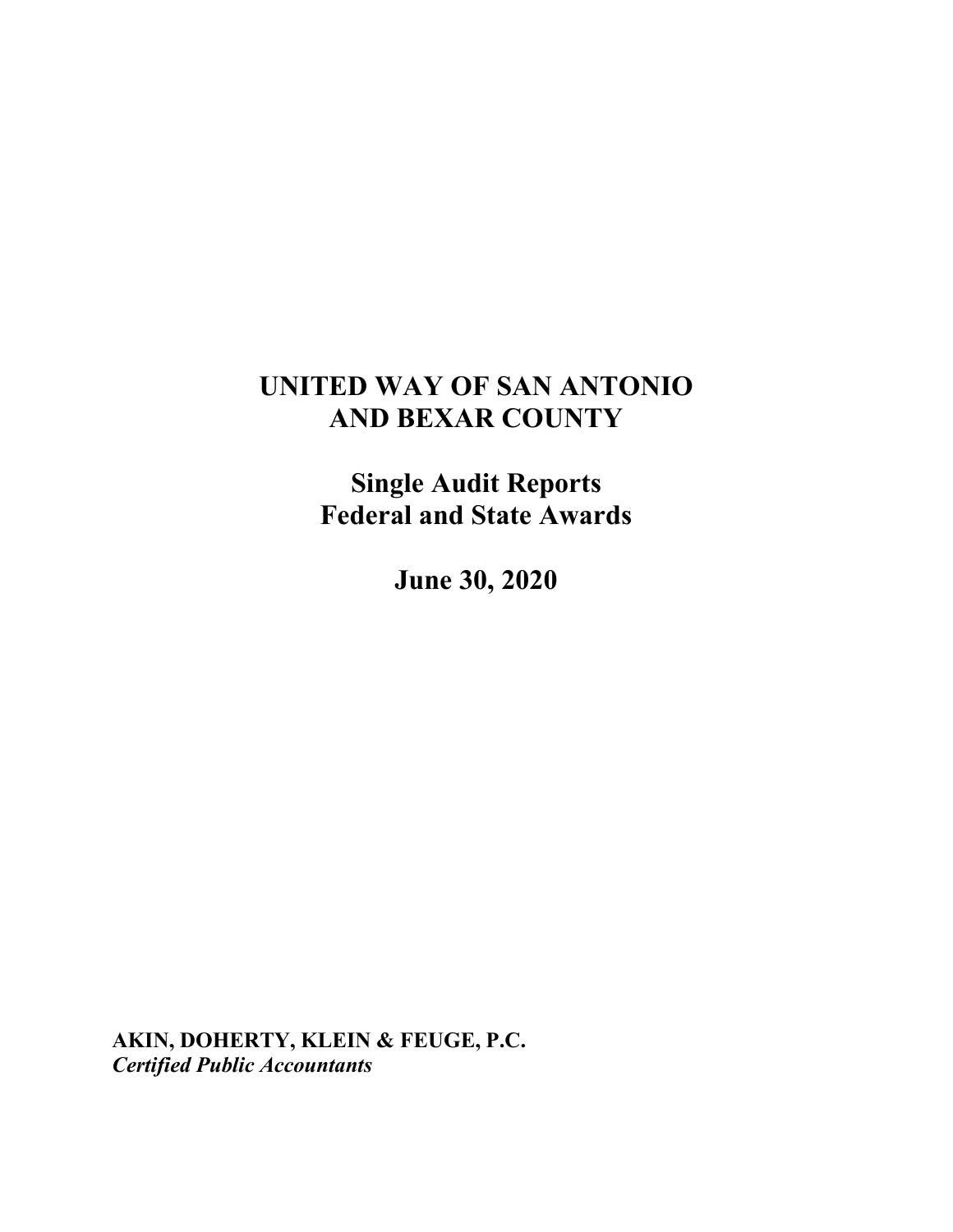# UNITED WAY OF SAN ANTONIO AND BEXAR COUNTY

## Single Audit Reports
## Federal and State Awards

## June 30, 2020

**AKIN, DOHERTY, KLEIN & FEUGE, P.C.**
***Certified Public Accountants***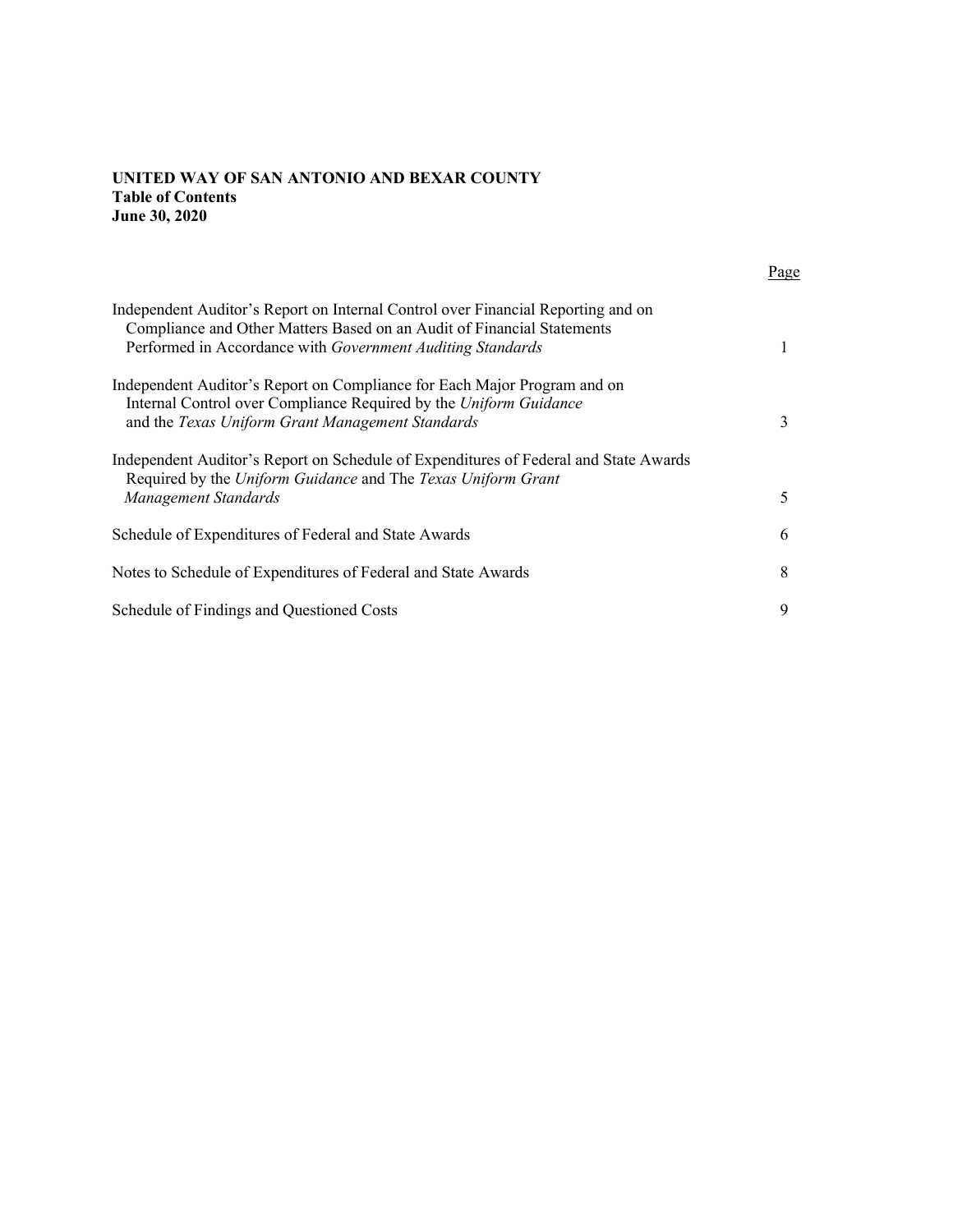**UNITED WAY OF SAN ANTONIO AND BEXAR COUNTY**
**Table of Contents**
**June 30, 2020**

| | Page |
|---|---|
| Independent Auditor's Report on Internal Control over Financial Reporting and on Compliance and Other Matters Based on an Audit of Financial Statements Performed in Accordance with *Government Auditing Standards* | 1 |
| Independent Auditor's Report on Compliance for Each Major Program and on Internal Control over Compliance Required by the *Uniform Guidance* and the *Texas Uniform Grant Management Standards* | 3 |
| Independent Auditor's Report on Schedule of Expenditures of Federal and State Awards Required by the *Uniform Guidance* and The *Texas Uniform Grant Management Standards* | 5 |
| Schedule of Expenditures of Federal and State Awards | 6 |
| Notes to Schedule of Expenditures of Federal and State Awards | 8 |
| Schedule of Findings and Questioned Costs | 9 |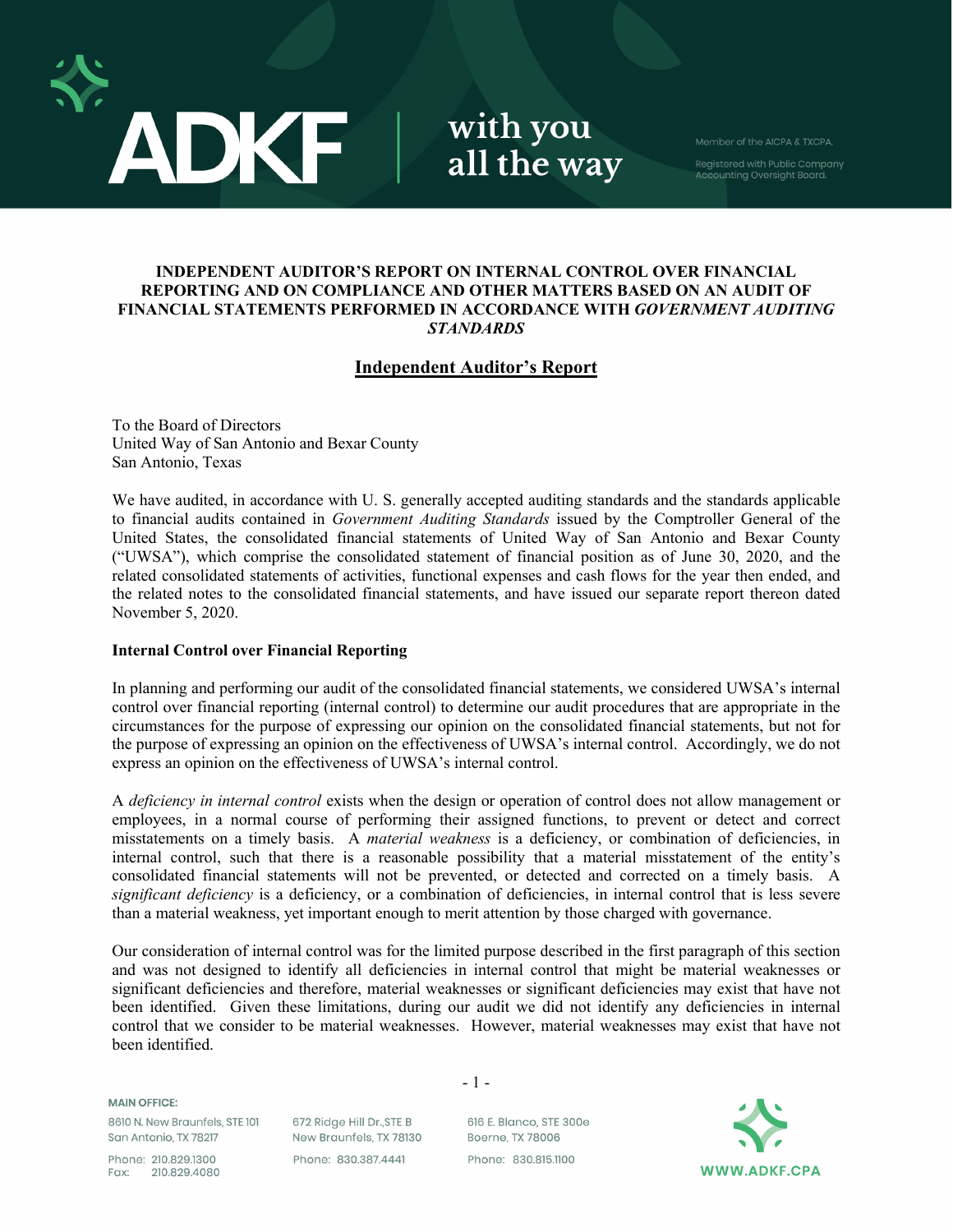**INDEPENDENT AUDITOR'S REPORT ON INTERNAL CONTROL OVER FINANCIAL REPORTING AND ON COMPLIANCE AND OTHER MATTERS BASED ON AN AUDIT OF FINANCIAL STATEMENTS PERFORMED IN ACCORDANCE WITH *GOVERNMENT AUDITING STANDARDS***

## Independent Auditor's Report

To the Board of Directors
United Way of San Antonio and Bexar County
San Antonio, Texas

We have audited, in accordance with U. S. generally accepted auditing standards and the standards applicable to financial audits contained in *Government Auditing Standards* issued by the Comptroller General of the United States, the consolidated financial statements of United Way of San Antonio and Bexar County ("UWSA"), which comprise the consolidated statement of financial position as of June 30, 2020, and the related consolidated statements of activities, functional expenses and cash flows for the year then ended, and the related notes to the consolidated financial statements, and have issued our separate report thereon dated November 5, 2020.

**Internal Control over Financial Reporting**

In planning and performing our audit of the consolidated financial statements, we considered UWSA's internal control over financial reporting (internal control) to determine our audit procedures that are appropriate in the circumstances for the purpose of expressing our opinion on the consolidated financial statements, but not for the purpose of expressing an opinion on the effectiveness of UWSA's internal control. Accordingly, we do not express an opinion on the effectiveness of UWSA's internal control.

A *deficiency in internal control* exists when the design or operation of control does not allow management or employees, in a normal course of performing their assigned functions, to prevent or detect and correct misstatements on a timely basis. A *material weakness* is a deficiency, or combination of deficiencies, in internal control, such that there is a reasonable possibility that a material misstatement of the entity's consolidated financial statements will not be prevented, or detected and corrected on a timely basis. A *significant deficiency* is a deficiency, or a combination of deficiencies, in internal control that is less severe than a material weakness, yet important enough to merit attention by those charged with governance.

Our consideration of internal control was for the limited purpose described in the first paragraph of this section and was not designed to identify all deficiencies in internal control that might be material weaknesses or significant deficiencies and therefore, material weaknesses or significant deficiencies may exist that have not been identified. Given these limitations, during our audit we did not identify any deficiencies in internal control that we consider to be material weaknesses. However, material weaknesses may exist that have not been identified.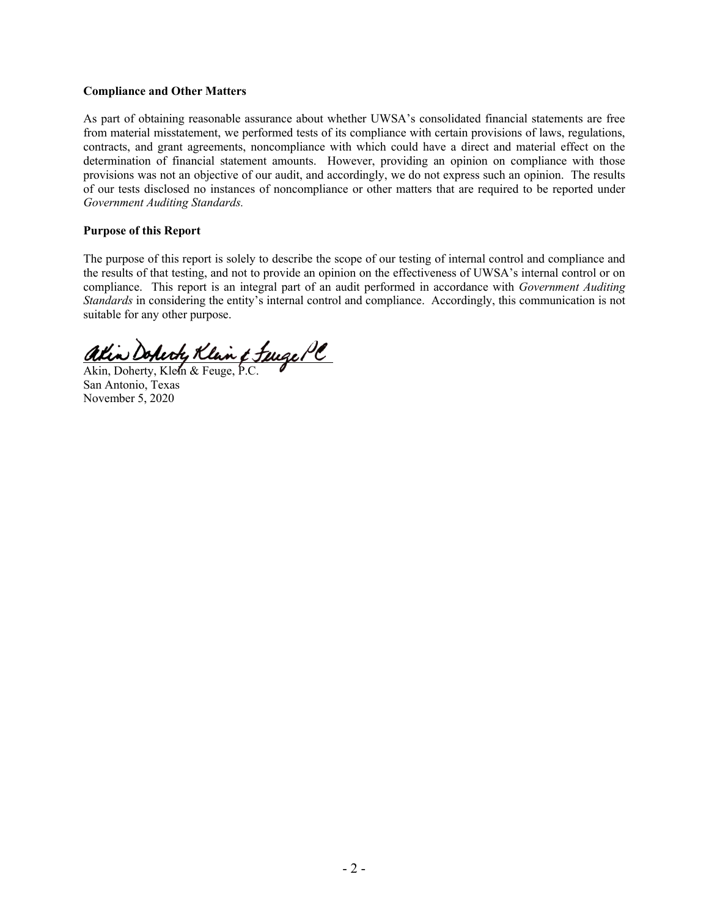**Compliance and Other Matters**

As part of obtaining reasonable assurance about whether UWSA's consolidated financial statements are free from material misstatement, we performed tests of its compliance with certain provisions of laws, regulations, contracts, and grant agreements, noncompliance with which could have a direct and material effect on the determination of financial statement amounts. However, providing an opinion on compliance with those provisions was not an objective of our audit, and accordingly, we do not express such an opinion. The results of our tests disclosed no instances of noncompliance or other matters that are required to be reported under *Government Auditing Standards.*

**Purpose of this Report**

The purpose of this report is solely to describe the scope of our testing of internal control and compliance and the results of that testing, and not to provide an opinion on the effectiveness of UWSA's internal control or on compliance. This report is an integral part of an audit performed in accordance with *Government Auditing Standards* in considering the entity's internal control and compliance. Accordingly, this communication is not suitable for any other purpose.

Akin, Doherty, Klein & Feuge, P.C.
San Antonio, Texas
November 5, 2020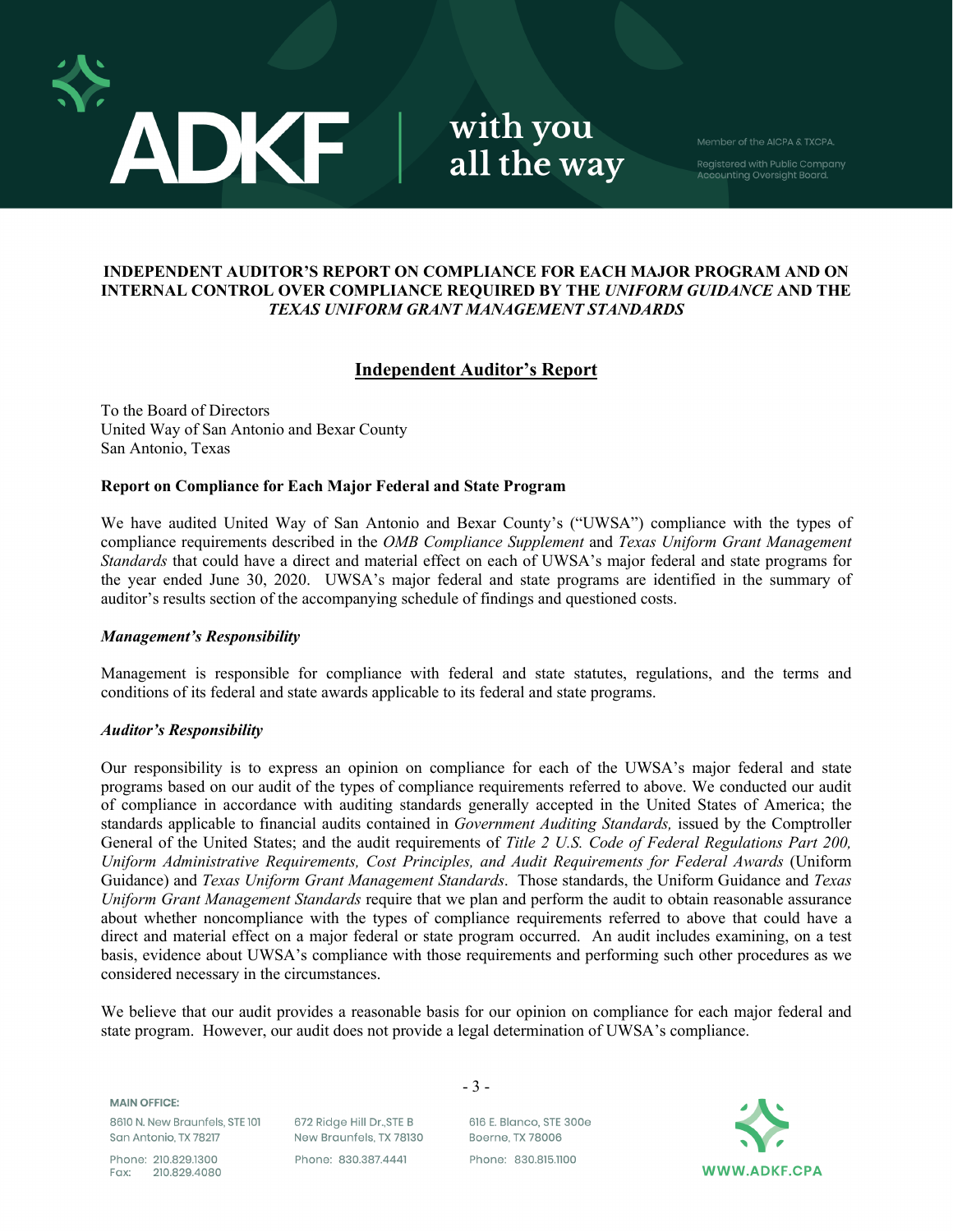## INDEPENDENT AUDITOR'S REPORT ON COMPLIANCE FOR EACH MAJOR PROGRAM AND ON INTERNAL CONTROL OVER COMPLIANCE REQUIRED BY THE *UNIFORM GUIDANCE* AND THE *TEXAS UNIFORM GRANT MANAGEMENT STANDARDS*

## Independent Auditor's Report

To the Board of Directors
United Way of San Antonio and Bexar County
San Antonio, Texas

### Report on Compliance for Each Major Federal and State Program

We have audited United Way of San Antonio and Bexar County's ("UWSA") compliance with the types of compliance requirements described in the *OMB Compliance Supplement* and *Texas Uniform Grant Management Standards* that could have a direct and material effect on each of UWSA's major federal and state programs for the year ended June 30, 2020. UWSA's major federal and state programs are identified in the summary of auditor's results section of the accompanying schedule of findings and questioned costs.

#### *Management's Responsibility*

Management is responsible for compliance with federal and state statutes, regulations, and the terms and conditions of its federal and state awards applicable to its federal and state programs.

#### *Auditor's Responsibility*

Our responsibility is to express an opinion on compliance for each of the UWSA's major federal and state programs based on our audit of the types of compliance requirements referred to above. We conducted our audit of compliance in accordance with auditing standards generally accepted in the United States of America; the standards applicable to financial audits contained in *Government Auditing Standards,* issued by the Comptroller General of the United States; and the audit requirements of *Title 2 U.S. Code of Federal Regulations Part 200, Uniform Administrative Requirements, Cost Principles, and Audit Requirements for Federal Awards* (Uniform Guidance) and *Texas Uniform Grant Management Standards*. Those standards, the Uniform Guidance and *Texas Uniform Grant Management Standards* require that we plan and perform the audit to obtain reasonable assurance about whether noncompliance with the types of compliance requirements referred to above that could have a direct and material effect on a major federal or state program occurred. An audit includes examining, on a test basis, evidence about UWSA's compliance with those requirements and performing such other procedures as we considered necessary in the circumstances.

We believe that our audit provides a reasonable basis for our opinion on compliance for each major federal and state program. However, our audit does not provide a legal determination of UWSA's compliance.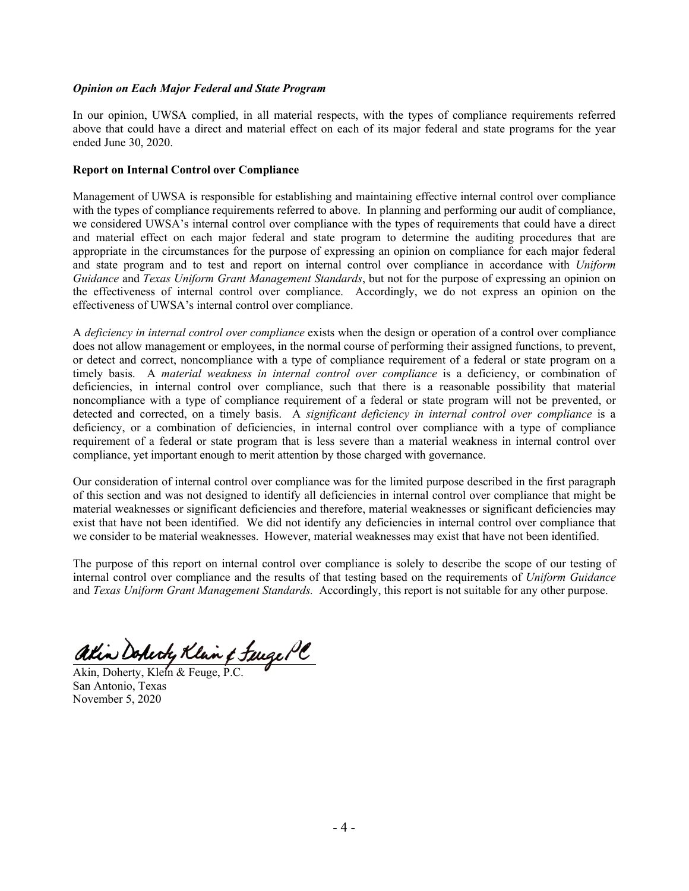***Opinion on Each Major Federal and State Program***

In our opinion, UWSA complied, in all material respects, with the types of compliance requirements referred above that could have a direct and material effect on each of its major federal and state programs for the year ended June 30, 2020.

**Report on Internal Control over Compliance**

Management of UWSA is responsible for establishing and maintaining effective internal control over compliance with the types of compliance requirements referred to above. In planning and performing our audit of compliance, we considered UWSA's internal control over compliance with the types of requirements that could have a direct and material effect on each major federal and state program to determine the auditing procedures that are appropriate in the circumstances for the purpose of expressing an opinion on compliance for each major federal and state program and to test and report on internal control over compliance in accordance with *Uniform Guidance* and *Texas Uniform Grant Management Standards*, but not for the purpose of expressing an opinion on the effectiveness of internal control over compliance. Accordingly, we do not express an opinion on the effectiveness of UWSA's internal control over compliance.

A *deficiency in internal control over compliance* exists when the design or operation of a control over compliance does not allow management or employees, in the normal course of performing their assigned functions, to prevent, or detect and correct, noncompliance with a type of compliance requirement of a federal or state program on a timely basis. A *material weakness in internal control over compliance* is a deficiency, or combination of deficiencies, in internal control over compliance, such that there is a reasonable possibility that material noncompliance with a type of compliance requirement of a federal or state program will not be prevented, or detected and corrected, on a timely basis. A *significant deficiency in internal control over compliance* is a deficiency, or a combination of deficiencies, in internal control over compliance with a type of compliance requirement of a federal or state program that is less severe than a material weakness in internal control over compliance, yet important enough to merit attention by those charged with governance.

Our consideration of internal control over compliance was for the limited purpose described in the first paragraph of this section and was not designed to identify all deficiencies in internal control over compliance that might be material weaknesses or significant deficiencies and therefore, material weaknesses or significant deficiencies may exist that have not been identified. We did not identify any deficiencies in internal control over compliance that we consider to be material weaknesses. However, material weaknesses may exist that have not been identified.

The purpose of this report on internal control over compliance is solely to describe the scope of our testing of internal control over compliance and the results of that testing based on the requirements of *Uniform Guidance* and *Texas Uniform Grant Management Standards.* Accordingly, this report is not suitable for any other purpose.

Akin, Doherty, Klein & Feuge, P.C.
San Antonio, Texas
November 5, 2020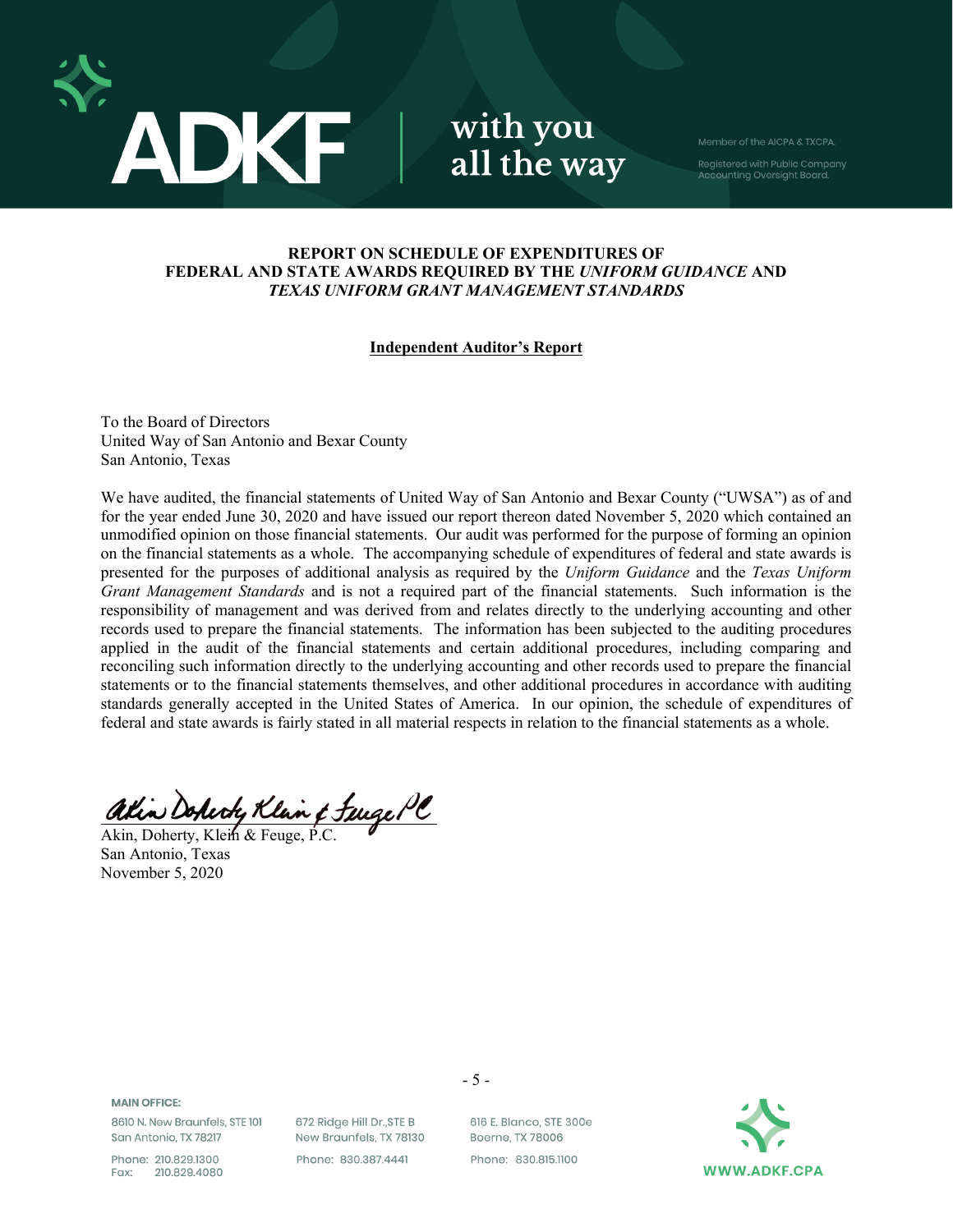## REPORT ON SCHEDULE OF EXPENDITURES OF FEDERAL AND STATE AWARDS REQUIRED BY THE *UNIFORM GUIDANCE* AND *TEXAS UNIFORM GRANT MANAGEMENT STANDARDS*

**Independent Auditor's Report**

To the Board of Directors
United Way of San Antonio and Bexar County
San Antonio, Texas

We have audited, the financial statements of United Way of San Antonio and Bexar County ("UWSA") as of and for the year ended June 30, 2020 and have issued our report thereon dated November 5, 2020 which contained an unmodified opinion on those financial statements. Our audit was performed for the purpose of forming an opinion on the financial statements as a whole. The accompanying schedule of expenditures of federal and state awards is presented for the purposes of additional analysis as required by the *Uniform Guidance* and the *Texas Uniform Grant Management Standards* and is not a required part of the financial statements. Such information is the responsibility of management and was derived from and relates directly to the underlying accounting and other records used to prepare the financial statements. The information has been subjected to the auditing procedures applied in the audit of the financial statements and certain additional procedures, including comparing and reconciling such information directly to the underlying accounting and other records used to prepare the financial statements or to the financial statements themselves, and other additional procedures in accordance with auditing standards generally accepted in the United States of America. In our opinion, the schedule of expenditures of federal and state awards is fairly stated in all material respects in relation to the financial statements as a whole.

Akin, Doherty, Klein & Feuge, P.C.
San Antonio, Texas
November 5, 2020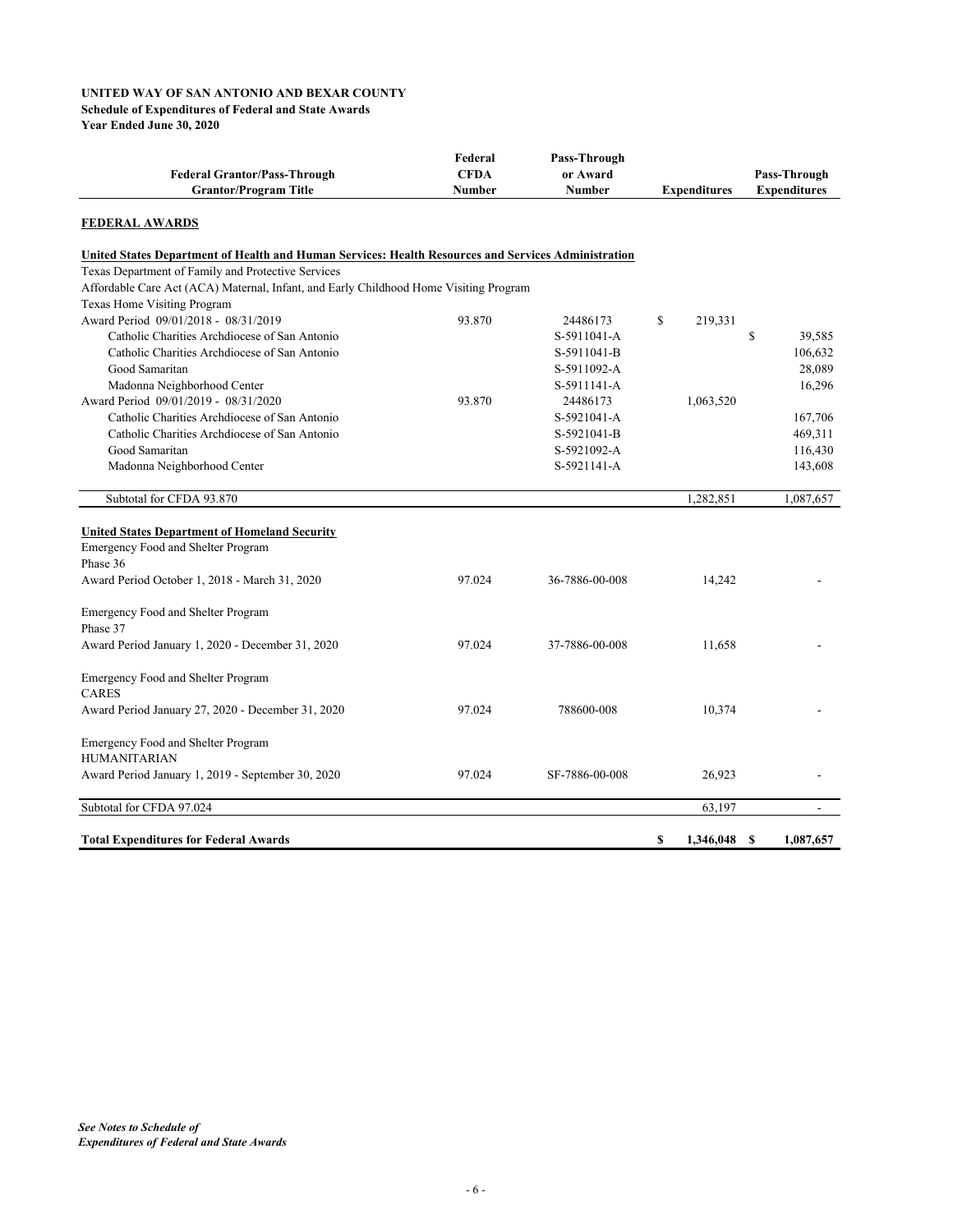**UNITED WAY OF SAN ANTONIO AND BEXAR COUNTY**
**Schedule of Expenditures of Federal and State Awards**
**Year Ended June 30, 2020**

| Federal Grantor/Pass-Through Grantor/Program Title | Federal CFDA Number | Pass-Through or Award Number | Expenditures | Pass-Through Expenditures |
|---|---|---|---|---|
| **FEDERAL AWARDS** | | | | |
| **United States Department of Health and Human Services: Health Resources and Services Administration** | | | | |
| Texas Department of Family and Protective Services | | | | |
| Affordable Care Act (ACA) Maternal, Infant, and Early Childhood Home Visiting Program | | | | |
| Texas Home Visiting Program | | | | |
| Award Period 09/01/2018 - 08/31/2019 | 93.870 | 24486173 | $ 219,331 | |
| Catholic Charities Archdiocese of San Antonio | | S-5911041-A | | $ 39,585 |
| Catholic Charities Archdiocese of San Antonio | | S-5911041-B | | 106,632 |
| Good Samaritan | | S-5911092-A | | 28,089 |
| Madonna Neighborhood Center | | S-5911141-A | | 16,296 |
| Award Period 09/01/2019 - 08/31/2020 | 93.870 | 24486173 | 1,063,520 | |
| Catholic Charities Archdiocese of San Antonio | | S-5921041-A | | 167,706 |
| Catholic Charities Archdiocese of San Antonio | | S-5921041-B | | 469,311 |
| Good Samaritan | | S-5921092-A | | 116,430 |
| Madonna Neighborhood Center | | S-5921141-A | | 143,608 |
| Subtotal for CFDA 93.870 | | | 1,282,851 | 1,087,657 |
| **United States Department of Homeland Security** | | | | |
| Emergency Food and Shelter Program | | | | |
| Phase 36 | | | | |
| Award Period October 1, 2018 - March 31, 2020 | 97.024 | 36-7886-00-008 | 14,242 | - |
| Emergency Food and Shelter Program | | | | |
| Phase 37 | | | | |
| Award Period January 1, 2020 - December 31, 2020 | 97.024 | 37-7886-00-008 | 11,658 | - |
| Emergency Food and Shelter Program | | | | |
| CARES | | | | |
| Award Period January 27, 2020 - December 31, 2020 | 97.024 | 788600-008 | 10,374 | - |
| Emergency Food and Shelter Program | | | | |
| HUMANITARIAN | | | | |
| Award Period January 1, 2019 - September 30, 2020 | 97.024 | SF-7886-00-008 | 26,923 | - |
| Subtotal for CFDA 97.024 | | | 63,197 | - |
| **Total Expenditures for Federal Awards** | | | **$ 1,346,048** | **$ 1,087,657** |

*See Notes to Schedule of Expenditures of Federal and State Awards*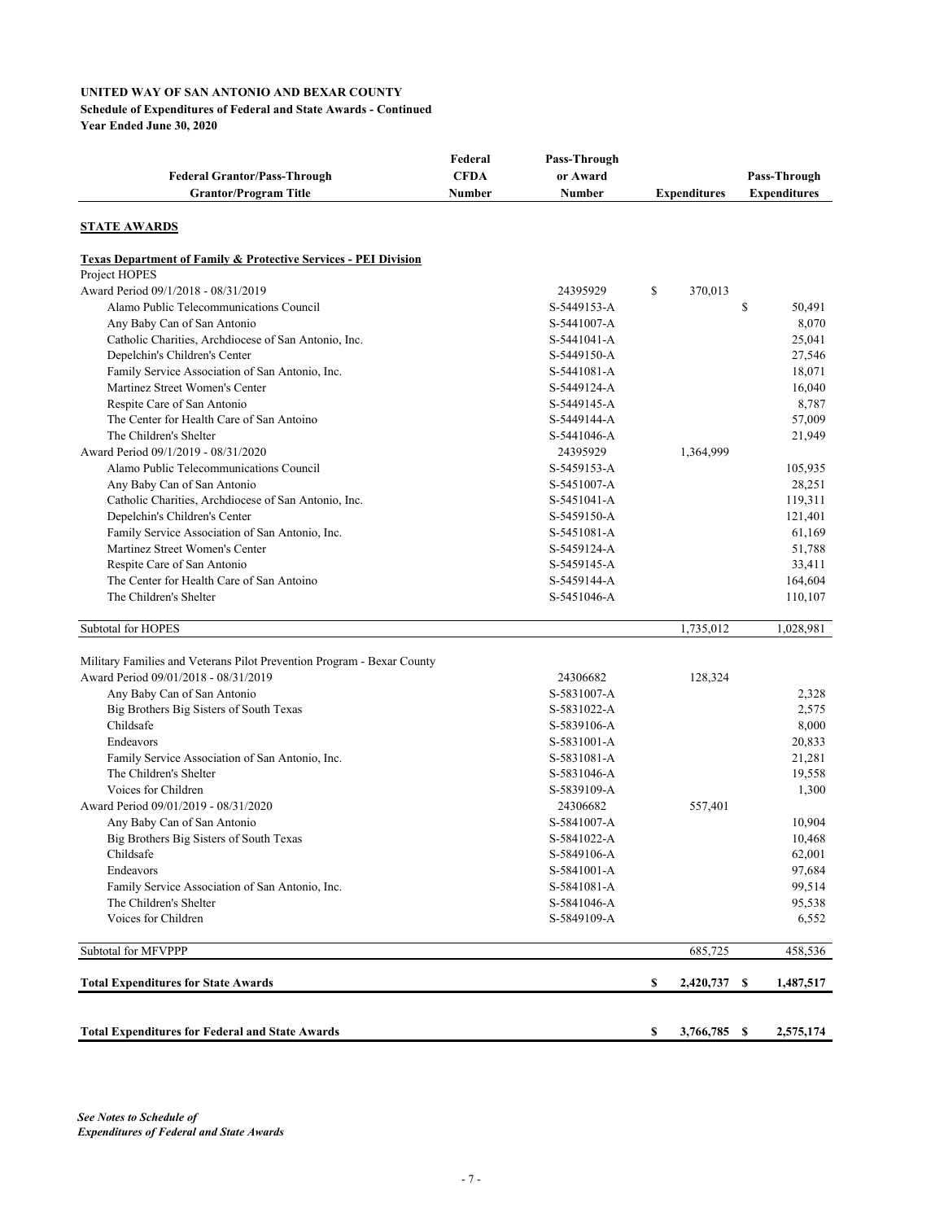**UNITED WAY OF SAN ANTONIO AND BEXAR COUNTY**
**Schedule of Expenditures of Federal and State Awards - Continued**
**Year Ended June 30, 2020**

| Federal Grantor/Pass-Through Grantor/Program Title | Federal CFDA Number | Pass-Through or Award Number | Expenditures | Pass-Through Expenditures |
|---|---|---|---|---|
| **STATE AWARDS** | | | | |
| **Texas Department of Family & Protective Services - PEI Division** | | | | |
| Project HOPES | | | | |
| Award Period 09/1/2018 - 08/31/2019 | | 24395929 | $ 370,013 | |
| Alamo Public Telecommunications Council | | S-5449153-A | | $ 50,491 |
| Any Baby Can of San Antonio | | S-5441007-A | | 8,070 |
| Catholic Charities, Archdiocese of San Antonio, Inc. | | S-5441041-A | | 25,041 |
| Depelchin's Children's Center | | S-5449150-A | | 27,546 |
| Family Service Association of San Antonio, Inc. | | S-5441081-A | | 18,071 |
| Martinez Street Women's Center | | S-5449124-A | | 16,040 |
| Respite Care of San Antonio | | S-5449145-A | | 8,787 |
| The Center for Health Care of San Antoino | | S-5449144-A | | 57,009 |
| The Children's Shelter | | S-5441046-A | | 21,949 |
| Award Period 09/1/2019 - 08/31/2020 | | 24395929 | 1,364,999 | |
| Alamo Public Telecommunications Council | | S-5459153-A | | 105,935 |
| Any Baby Can of San Antonio | | S-5451007-A | | 28,251 |
| Catholic Charities, Archdiocese of San Antonio, Inc. | | S-5451041-A | | 119,311 |
| Depelchin's Children's Center | | S-5459150-A | | 121,401 |
| Family Service Association of San Antonio, Inc. | | S-5451081-A | | 61,169 |
| Martinez Street Women's Center | | S-5459124-A | | 51,788 |
| Respite Care of San Antonio | | S-5459145-A | | 33,411 |
| The Center for Health Care of San Antoino | | S-5459144-A | | 164,604 |
| The Children's Shelter | | S-5451046-A | | 110,107 |
| Subtotal for HOPES | | | 1,735,012 | 1,028,981 |
| Military Families and Veterans Pilot Prevention Program - Bexar County | | | | |
| Award Period 09/01/2018 - 08/31/2019 | | 24306682 | 128,324 | |
| Any Baby Can of San Antonio | | S-5831007-A | | 2,328 |
| Big Brothers Big Sisters of South Texas | | S-5831022-A | | 2,575 |
| Childsafe | | S-5839106-A | | 8,000 |
| Endeavors | | S-5831001-A | | 20,833 |
| Family Service Association of San Antonio, Inc. | | S-5831081-A | | 21,281 |
| The Children's Shelter | | S-5831046-A | | 19,558 |
| Voices for Children | | S-5839109-A | | 1,300 |
| Award Period 09/01/2019 - 08/31/2020 | | 24306682 | 557,401 | |
| Any Baby Can of San Antonio | | S-5841007-A | | 10,904 |
| Big Brothers Big Sisters of South Texas | | S-5841022-A | | 10,468 |
| Childsafe | | S-5849106-A | | 62,001 |
| Endeavors | | S-5841001-A | | 97,684 |
| Family Service Association of San Antonio, Inc. | | S-5841081-A | | 99,514 |
| The Children's Shelter | | S-5841046-A | | 95,538 |
| Voices for Children | | S-5849109-A | | 6,552 |
| Subtotal for MFVPPP | | | 685,725 | 458,536 |
| **Total Expenditures for State Awards** | | | **$ 2,420,737** | **$ 1,487,517** |
| **Total Expenditures for Federal and State Awards** | | | **$ 3,766,785** | **$ 2,575,174** |

***See Notes to Schedule of Expenditures of Federal and State Awards***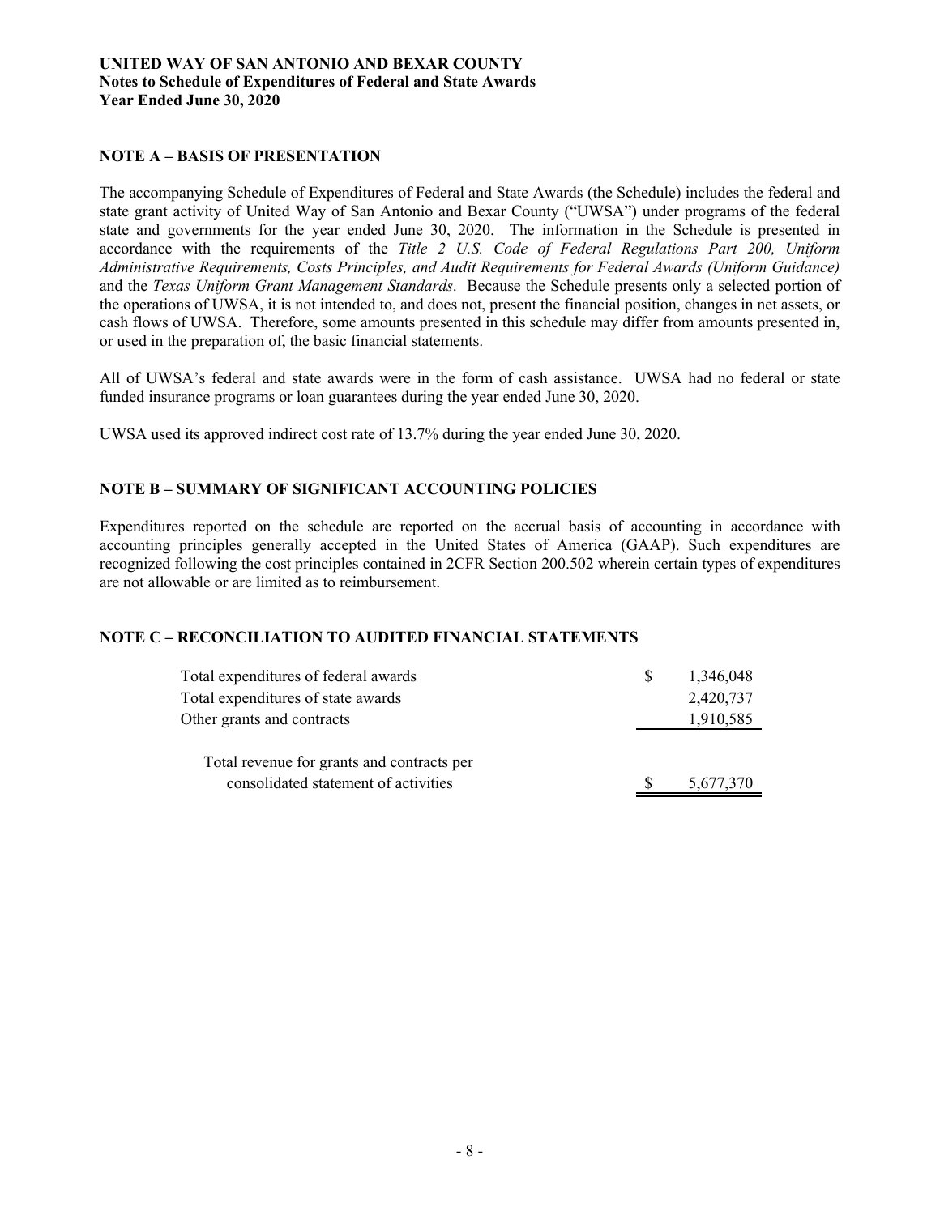**UNITED WAY OF SAN ANTONIO AND BEXAR COUNTY**
**Notes to Schedule of Expenditures of Federal and State Awards**
**Year Ended June 30, 2020**

## NOTE A – BASIS OF PRESENTATION

The accompanying Schedule of Expenditures of Federal and State Awards (the Schedule) includes the federal and state grant activity of United Way of San Antonio and Bexar County ("UWSA") under programs of the federal state and governments for the year ended June 30, 2020. The information in the Schedule is presented in accordance with the requirements of the *Title 2 U.S. Code of Federal Regulations Part 200, Uniform Administrative Requirements, Costs Principles, and Audit Requirements for Federal Awards (Uniform Guidance)* and the *Texas Uniform Grant Management Standards*. Because the Schedule presents only a selected portion of the operations of UWSA, it is not intended to, and does not, present the financial position, changes in net assets, or cash flows of UWSA. Therefore, some amounts presented in this schedule may differ from amounts presented in, or used in the preparation of, the basic financial statements.

All of UWSA's federal and state awards were in the form of cash assistance. UWSA had no federal or state funded insurance programs or loan guarantees during the year ended June 30, 2020.

UWSA used its approved indirect cost rate of 13.7% during the year ended June 30, 2020.

## NOTE B – SUMMARY OF SIGNIFICANT ACCOUNTING POLICIES

Expenditures reported on the schedule are reported on the accrual basis of accounting in accordance with accounting principles generally accepted in the United States of America (GAAP). Such expenditures are recognized following the cost principles contained in 2CFR Section 200.502 wherein certain types of expenditures are not allowable or are limited as to reimbursement.

## NOTE C – RECONCILIATION TO AUDITED FINANCIAL STATEMENTS

| | |
|---|---|
| Total expenditures of federal awards | $ 1,346,048 |
| Total expenditures of state awards | 2,420,737 |
| Other grants and contracts | 1,910,585 |
| Total revenue for grants and contracts per consolidated statement of activities | $ 5,677,370 |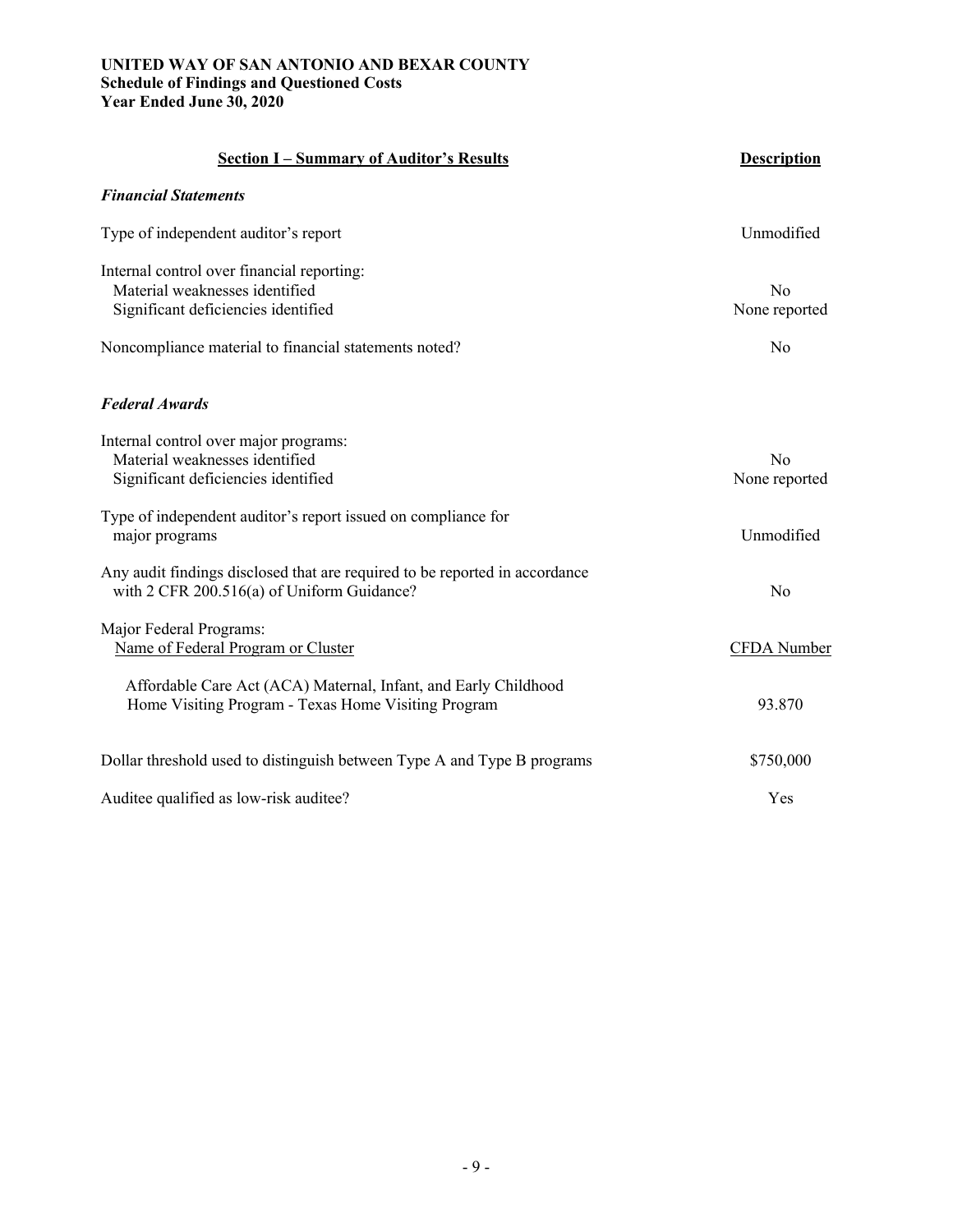**UNITED WAY OF SAN ANTONIO AND BEXAR COUNTY**
**Schedule of Findings and Questioned Costs**
**Year Ended June 30, 2020**

| **Section I – Summary of Auditor's Results** | **Description** |
|---|---|
| ***Financial Statements*** | |
| Type of independent auditor's report | Unmodified |
| Internal control over financial reporting: | |
| Material weaknesses identified | No |
| Significant deficiencies identified | None reported |
| Noncompliance material to financial statements noted? | No |
| ***Federal Awards*** | |
| Internal control over major programs: | |
| Material weaknesses identified | No |
| Significant deficiencies identified | None reported |
| Type of independent auditor's report issued on compliance for major programs | Unmodified |
| Any audit findings disclosed that are required to be reported in accordance with 2 CFR 200.516(a) of Uniform Guidance? | No |
| Major Federal Programs: | |
| Name of Federal Program or Cluster | CFDA Number |
| Affordable Care Act (ACA) Maternal, Infant, and Early Childhood Home Visiting Program - Texas Home Visiting Program | 93.870 |
| Dollar threshold used to distinguish between Type A and Type B programs | $750,000 |
| Auditee qualified as low-risk auditee? | Yes |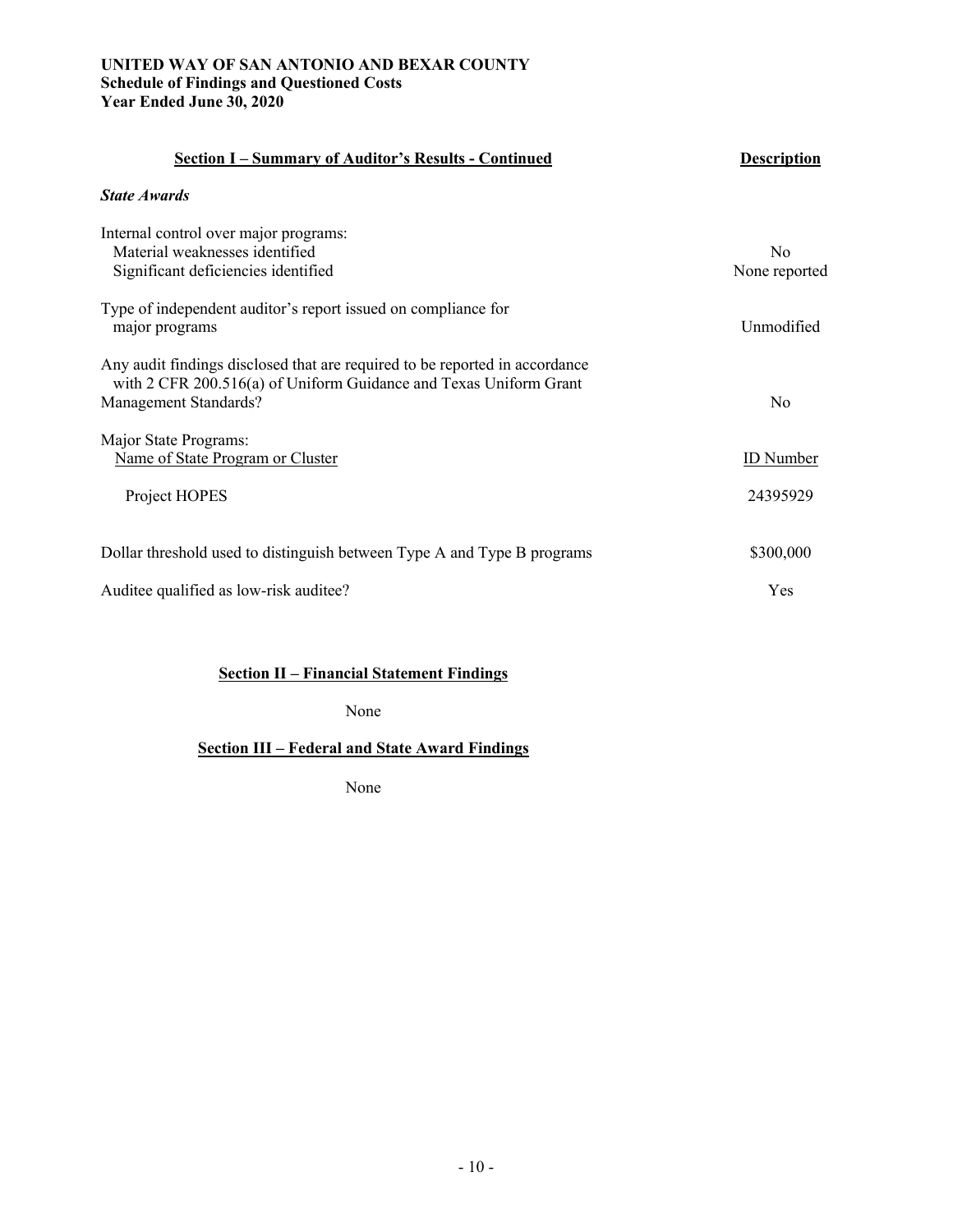**UNITED WAY OF SAN ANTONIO AND BEXAR COUNTY**
**Schedule of Findings and Questioned Costs**
**Year Ended June 30, 2020**

| Section I – Summary of Auditor's Results - Continued | Description |
|---|---|
| ***State Awards*** | |
| Internal control over major programs: | |
| Material weaknesses identified | No |
| Significant deficiencies identified | None reported |
| Type of independent auditor's report issued on compliance for major programs | Unmodified |
| Any audit findings disclosed that are required to be reported in accordance with 2 CFR 200.516(a) of Uniform Guidance and Texas Uniform Grant Management Standards? | No |
| Major State Programs: | |
| Name of State Program or Cluster | ID Number |
| Project HOPES | 24395929 |
| Dollar threshold used to distinguish between Type A and Type B programs | \$300,000 |
| Auditee qualified as low-risk auditee? | Yes |

**Section II – Financial Statement Findings**

None

**Section III – Federal and State Award Findings**

None